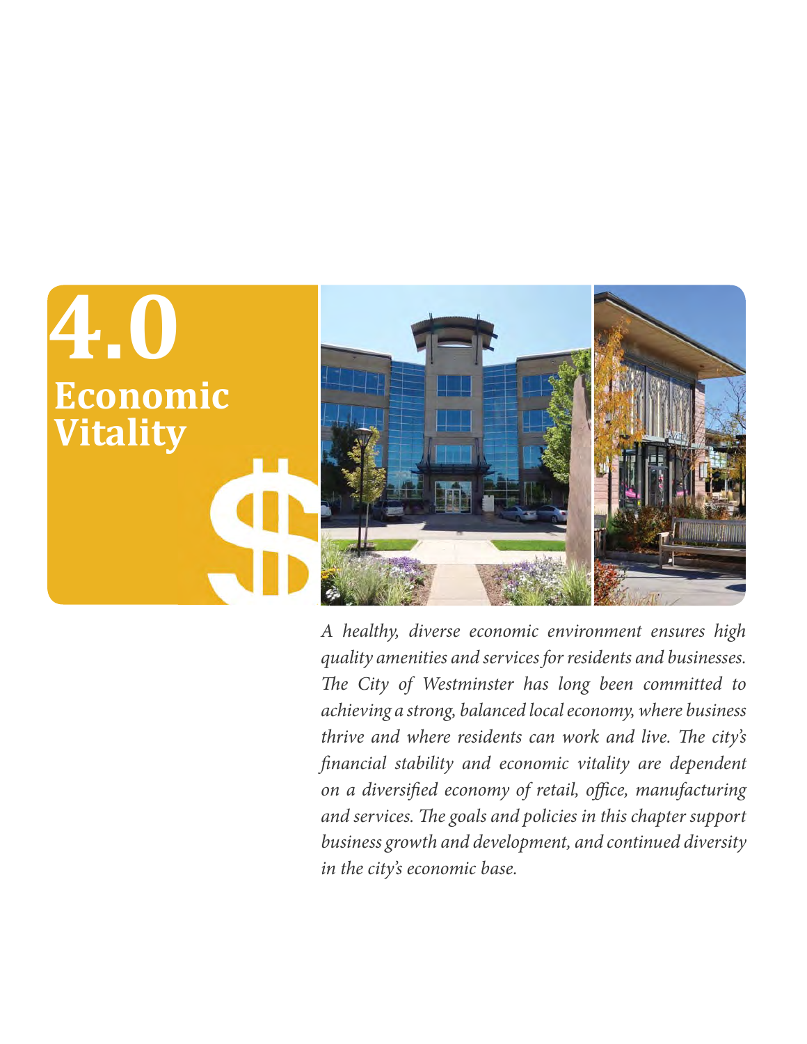# 4.0 Economic Vitality

*A healthy, diverse economic environment ensures high quality amenities and services for residents and businesses. The City of Westminster has long been committed to achieving a strong, balanced local economy, where business thrive and where residents can work and live. The city's financial stability and economic vitality are dependent on a diversified economy of retail, office, manufacturing and services. The goals and policies in this chapter support business growth and development, and continued diversity in the city's economic base.*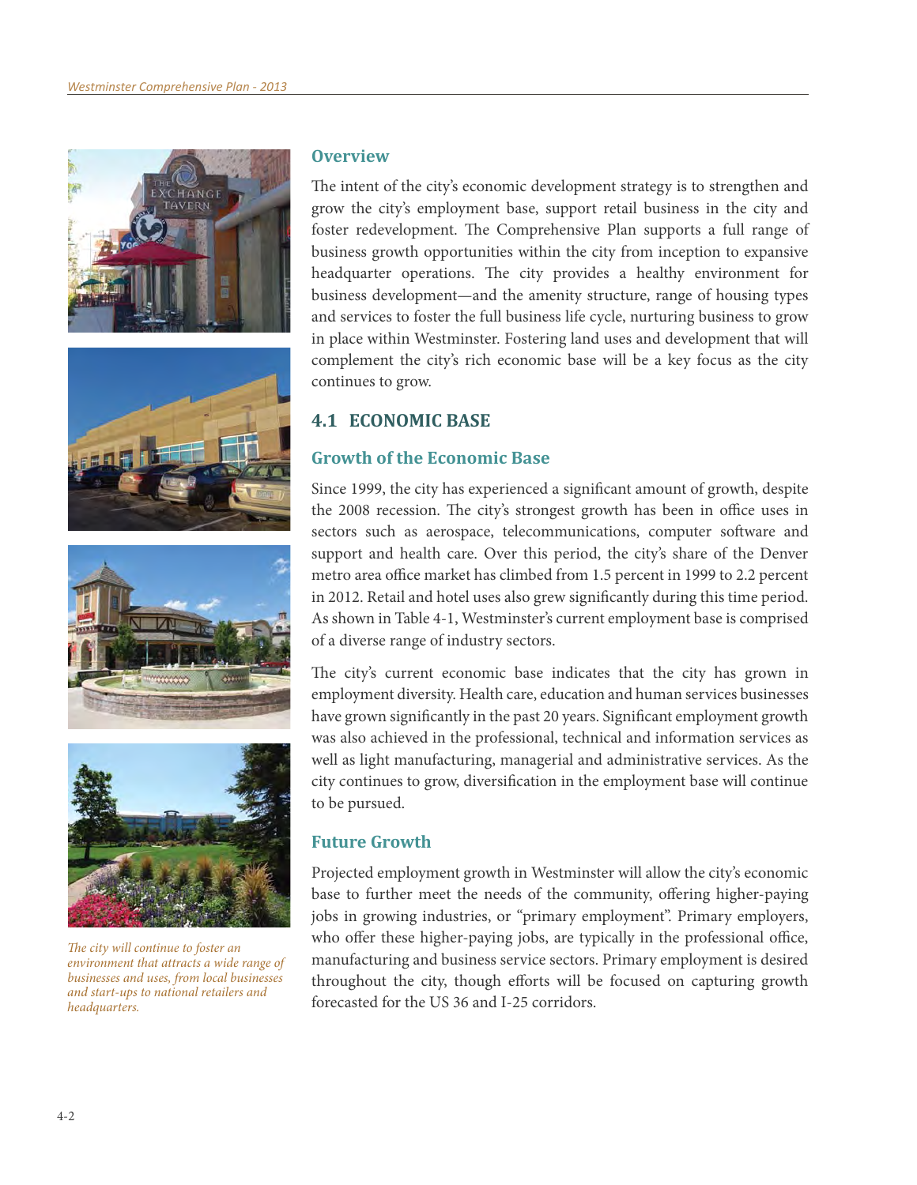## Overview

The intent of the city's economic development strategy is to strengthen and grow the city's employment base, support retail business in the city and foster redevelopment. The Comprehensive Plan supports a full range of business growth opportunities within the city from inception to expansive headquarter operations. The city provides a healthy environment for business development—and the amenity structure, range of housing types and services to foster the full business life cycle, nurturing business to grow in place within Westminster. Fostering land uses and development that will complement the city's rich economic base will be a key focus as the city continues to grow.

## 4.1 ECONOMIC BASE

### Growth of the Economic Base

Since 1999, the city has experienced a significant amount of growth, despite the 2008 recession. The city's strongest growth has been in office uses in sectors such as aerospace, telecommunications, computer software and support and health care. Over this period, the city's share of the Denver metro area office market has climbed from 1.5 percent in 1999 to 2.2 percent in 2012. Retail and hotel uses also grew significantly during this time period. As shown in Table 4-1, Westminster's current employment base is comprised of a diverse range of industry sectors.

The city's current economic base indicates that the city has grown in employment diversity. Health care, education and human services businesses have grown significantly in the past 20 years. Significant employment growth was also achieved in the professional, technical and information services as well as light manufacturing, managerial and administrative services. As the city continues to grow, diversification in the employment base will continue to be pursued.

### Future Growth

Projected employment growth in Westminster will allow the city's economic base to further meet the needs of the community, offering higher-paying jobs in growing industries, or "primary employment". Primary employers, who offer these higher-paying jobs, are typically in the professional office, manufacturing and business service sectors. Primary employment is desired throughout the city, though efforts will be focused on capturing growth forecasted for the US 36 and I-25 corridors.

*The city will continue to foster an environment that attracts a wide range of businesses and uses, from local businesses and start-ups to national retailers and headquarters.*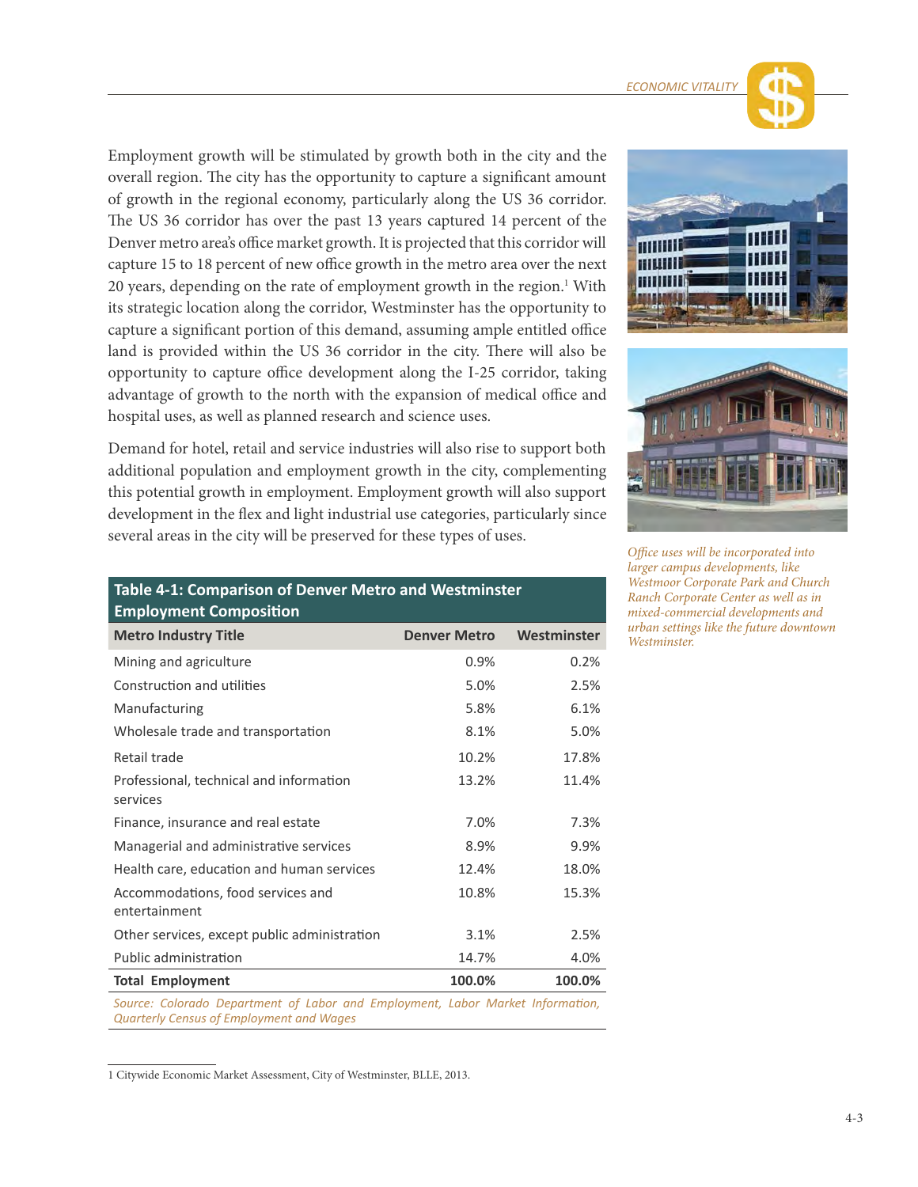Employment growth will be stimulated by growth both in the city and the overall region. The city has the opportunity to capture a significant amount of growth in the regional economy, particularly along the US 36 corridor. The US 36 corridor has over the past 13 years captured 14 percent of the Denver metro area's office market growth. It is projected that this corridor will capture 15 to 18 percent of new office growth in the metro area over the next 20 years, depending on the rate of employment growth in the region.[1] With its strategic location along the corridor, Westminster has the opportunity to capture a significant portion of this demand, assuming ample entitled office land is provided within the US 36 corridor in the city. There will also be opportunity to capture office development along the I-25 corridor, taking advantage of growth to the north with the expansion of medical office and hospital uses, as well as planned research and science uses.

Demand for hotel, retail and service industries will also rise to support both additional population and employment growth in the city, complementing this potential growth in employment. Employment growth will also support development in the flex and light industrial use categories, particularly since several areas in the city will be preserved for these types of uses.

*Office uses will be incorporated into larger campus developments, like Westmoor Corporate Park and Church Ranch Corporate Center as well as in mixed-commercial developments and urban settings like the future downtown Westminster.*

**Table 4-1: Comparison of Denver Metro and Westminster Employment Composition**

| Metro Industry Title | Denver Metro | Westminster |
|---|---|---|
| Mining and agriculture | 0.9% | 0.2% |
| Construction and utilities | 5.0% | 2.5% |
| Manufacturing | 5.8% | 6.1% |
| Wholesale trade and transportation | 8.1% | 5.0% |
| Retail trade | 10.2% | 17.8% |
| Professional, technical and information services | 13.2% | 11.4% |
| Finance, insurance and real estate | 7.0% | 7.3% |
| Managerial and administrative services | 8.9% | 9.9% |
| Health care, education and human services | 12.4% | 18.0% |
| Accommodations, food services and entertainment | 10.8% | 15.3% |
| Other services, except public administration | 3.1% | 2.5% |
| Public administration | 14.7% | 4.0% |
| **Total Employment** | **100.0%** | **100.0%** |

*Source: Colorado Department of Labor and Employment, Labor Market Information, Quarterly Census of Employment and Wages*

1 Citywide Economic Market Assessment, City of Westminster, BLLE, 2013.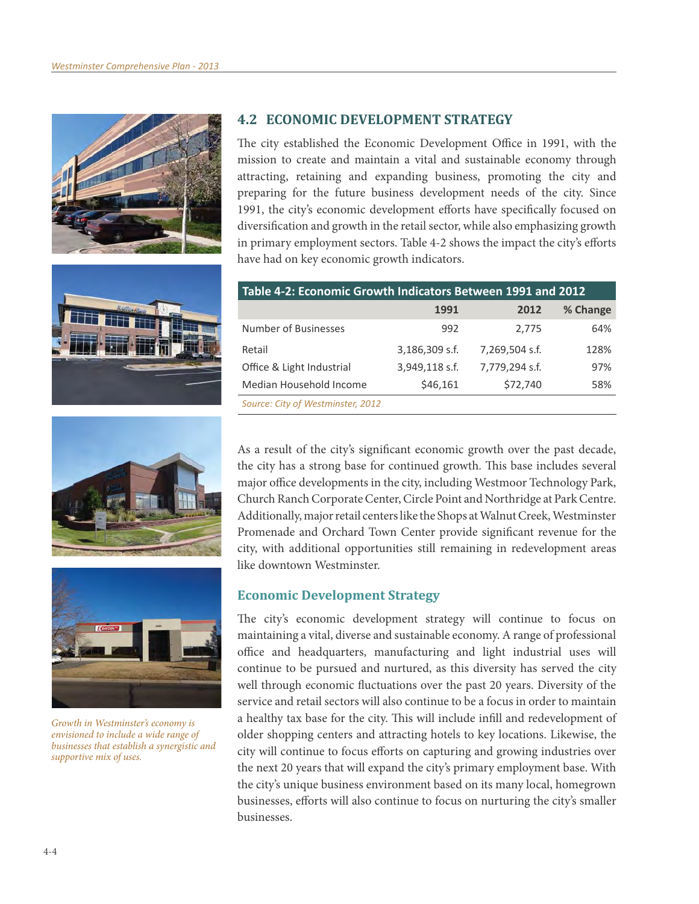## 4.2 ECONOMIC DEVELOPMENT STRATEGY

The city established the Economic Development Office in 1991, with the mission to create and maintain a vital and sustainable economy through attracting, retaining and expanding business, promoting the city and preparing for the future business development needs of the city. Since 1991, the city's economic development efforts have specifically focused on diversification and growth in the retail sector, while also emphasizing growth in primary employment sectors. Table 4-2 shows the impact the city's efforts have had on key economic growth indicators.

**Table 4-2: Economic Growth Indicators Between 1991 and 2012**

| | 1991 | 2012 | % Change |
|---|---|---|---|
| Number of Businesses | 992 | 2,775 | 64% |
| Retail | 3,186,309 s.f. | 7,269,504 s.f. | 128% |
| Office & Light Industrial | 3,949,118 s.f. | 7,779,294 s.f. | 97% |
| Median Household Income | $46,161 | $72,740 | 58% |

*Source: City of Westminster, 2012*

As a result of the city's significant economic growth over the past decade, the city has a strong base for continued growth. This base includes several major office developments in the city, including Westmoor Technology Park, Church Ranch Corporate Center, Circle Point and Northridge at Park Centre. Additionally, major retail centers like the Shops at Walnut Creek, Westminster Promenade and Orchard Town Center provide significant revenue for the city, with additional opportunities still remaining in redevelopment areas like downtown Westminster.

### Economic Development Strategy

The city's economic development strategy will continue to focus on maintaining a vital, diverse and sustainable economy. A range of professional office and headquarters, manufacturing and light industrial uses will continue to be pursued and nurtured, as this diversity has served the city well through economic fluctuations over the past 20 years. Diversity of the service and retail sectors will also continue to be a focus in order to maintain a healthy tax base for the city. This will include infill and redevelopment of older shopping centers and attracting hotels to key locations. Likewise, the city will continue to focus efforts on capturing and growing industries over the next 20 years that will expand the city's primary employment base. With the city's unique business environment based on its many local, homegrown businesses, efforts will also continue to focus on nurturing the city's smaller businesses.

*Growth in Westminster's economy is envisioned to include a wide range of businesses that establish a synergistic and supportive mix of uses.*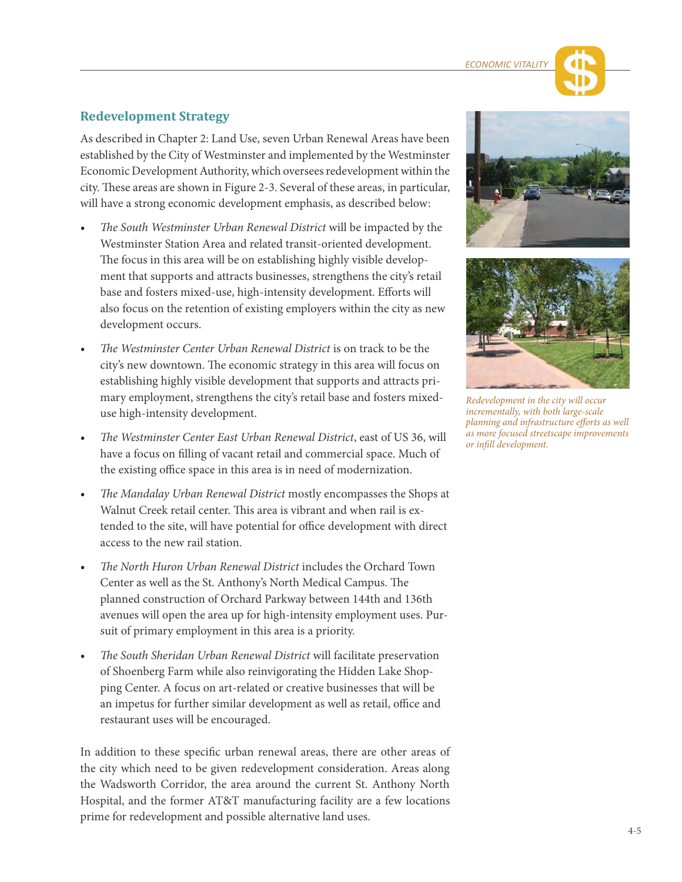## Redevelopment Strategy

As described in Chapter 2: Land Use, seven Urban Renewal Areas have been established by the City of Westminster and implemented by the Westminster Economic Development Authority, which oversees redevelopment within the city. These areas are shown in Figure 2-3. Several of these areas, in particular, will have a strong economic development emphasis, as described below:

- *The South Westminster Urban Renewal District* will be impacted by the Westminster Station Area and related transit-oriented development. The focus in this area will be on establishing highly visible development that supports and attracts businesses, strengthens the city's retail base and fosters mixed-use, high-intensity development. Efforts will also focus on the retention of existing employers within the city as new development occurs.
- *The Westminster Center Urban Renewal District* is on track to be the city's new downtown. The economic strategy in this area will focus on establishing highly visible development that supports and attracts primary employment, strengthens the city's retail base and fosters mixed-use high-intensity development.
- *The Westminster Center East Urban Renewal District*, east of US 36, will have a focus on filling of vacant retail and commercial space. Much of the existing office space in this area is in need of modernization.
- *The Mandalay Urban Renewal District* mostly encompasses the Shops at Walnut Creek retail center. This area is vibrant and when rail is extended to the site, will have potential for office development with direct access to the new rail station.
- *The North Huron Urban Renewal District* includes the Orchard Town Center as well as the St. Anthony's North Medical Campus. The planned construction of Orchard Parkway between 144th and 136th avenues will open the area up for high-intensity employment uses. Pursuit of primary employment in this area is a priority.
- *The South Sheridan Urban Renewal District* will facilitate preservation of Shoenberg Farm while also reinvigorating the Hidden Lake Shopping Center. A focus on art-related or creative businesses that will be an impetus for further similar development as well as retail, office and restaurant uses will be encouraged.

In addition to these specific urban renewal areas, there are other areas of the city which need to be given redevelopment consideration. Areas along the Wadsworth Corridor, the area around the current St. Anthony North Hospital, and the former AT&T manufacturing facility are a few locations prime for redevelopment and possible alternative land uses.

*Redevelopment in the city will occur incrementally, with both large-scale planning and infrastructure efforts as well as more focused streetscape improvements or infill development.*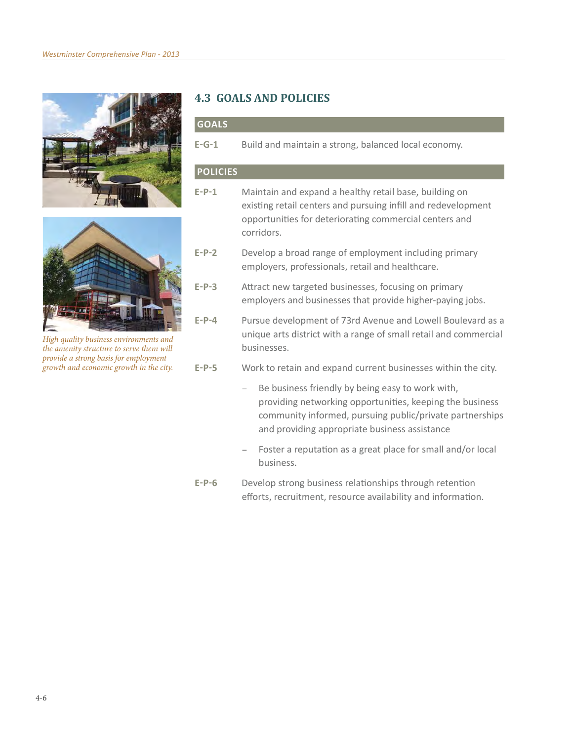High quality business environments and the amenity structure to serve them will provide a strong basis for employment growth and economic growth in the city.

## 4.3 GOALS AND POLICIES

### GOALS

**E-G-1** Build and maintain a strong, balanced local economy.

### POLICIES

**E-P-1** Maintain and expand a healthy retail base, building on existing retail centers and pursuing infill and redevelopment opportunities for deteriorating commercial centers and corridors.

**E-P-2** Develop a broad range of employment including primary employers, professionals, retail and healthcare.

**E-P-3** Attract new targeted businesses, focusing on primary employers and businesses that provide higher-paying jobs.

**E-P-4** Pursue development of 73rd Avenue and Lowell Boulevard as a unique arts district with a range of small retail and commercial businesses.

**E-P-5** Work to retain and expand current businesses within the city.

- Be business friendly by being easy to work with, providing networking opportunities, keeping the business community informed, pursuing public/private partnerships and providing appropriate business assistance
- Foster a reputation as a great place for small and/or local business.

**E-P-6** Develop strong business relationships through retention efforts, recruitment, resource availability and information.